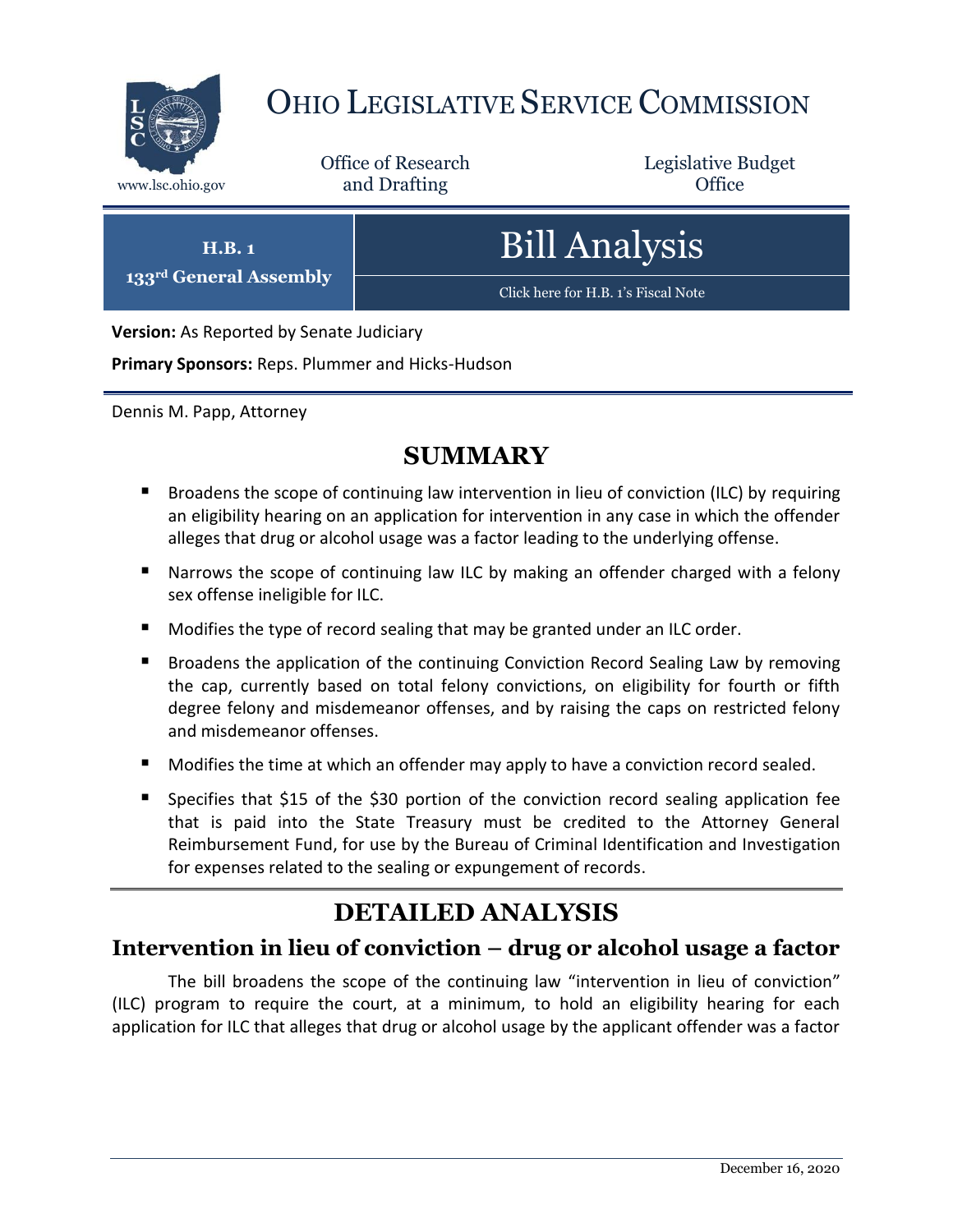# OHIO LEGISLATIVE SERVICE COMMISSION

www.lsc.ohio.gov

Office of Research and Drafting

Legislative Budget Office

**H.B. 1**
**133rd General Assembly**

# Bill Analysis

Click here for H.B. 1's Fiscal Note

**Version:** As Reported by Senate Judiciary

**Primary Sponsors:** Reps. Plummer and Hicks-Hudson

Dennis M. Papp, Attorney

## SUMMARY

- Broadens the scope of continuing law intervention in lieu of conviction (ILC) by requiring an eligibility hearing on an application for intervention in any case in which the offender alleges that drug or alcohol usage was a factor leading to the underlying offense.
- Narrows the scope of continuing law ILC by making an offender charged with a felony sex offense ineligible for ILC.
- Modifies the type of record sealing that may be granted under an ILC order.
- Broadens the application of the continuing Conviction Record Sealing Law by removing the cap, currently based on total felony convictions, on eligibility for fourth or fifth degree felony and misdemeanor offenses, and by raising the caps on restricted felony and misdemeanor offenses.
- Modifies the time at which an offender may apply to have a conviction record sealed.
- Specifies that $15 of the $30 portion of the conviction record sealing application fee that is paid into the State Treasury must be credited to the Attorney General Reimbursement Fund, for use by the Bureau of Criminal Identification and Investigation for expenses related to the sealing or expungement of records.

## DETAILED ANALYSIS

### Intervention in lieu of conviction – drug or alcohol usage a factor

The bill broadens the scope of the continuing law "intervention in lieu of conviction" (ILC) program to require the court, at a minimum, to hold an eligibility hearing for each application for ILC that alleges that drug or alcohol usage by the applicant offender was a factor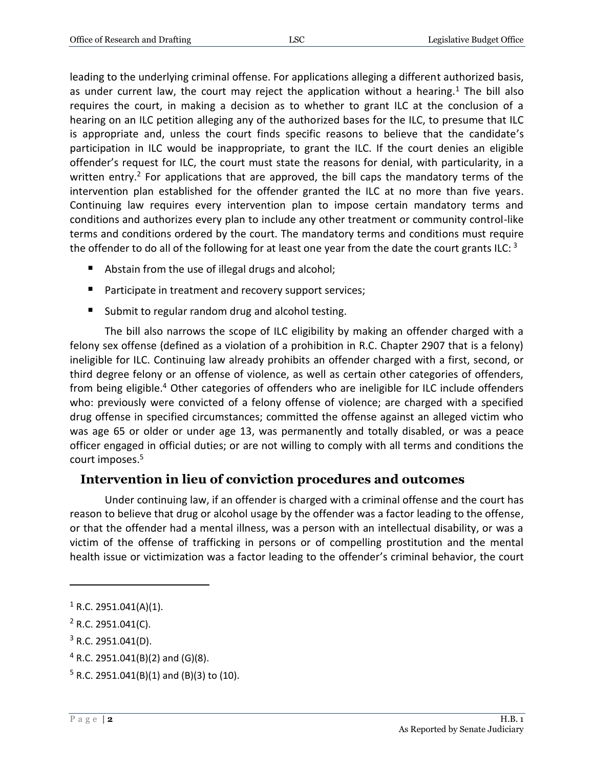leading to the underlying criminal offense. For applications alleging a different authorized basis, as under current law, the court may reject the application without a hearing.[1] The bill also requires the court, in making a decision as to whether to grant ILC at the conclusion of a hearing on an ILC petition alleging any of the authorized bases for the ILC, to presume that ILC is appropriate and, unless the court finds specific reasons to believe that the candidate's participation in ILC would be inappropriate, to grant the ILC. If the court denies an eligible offender's request for ILC, the court must state the reasons for denial, with particularity, in a written entry.[2] For applications that are approved, the bill caps the mandatory terms of the intervention plan established for the offender granted the ILC at no more than five years. Continuing law requires every intervention plan to impose certain mandatory terms and conditions and authorizes every plan to include any other treatment or community control-like terms and conditions ordered by the court. The mandatory terms and conditions must require the offender to do all of the following for at least one year from the date the court grants ILC: [3]

- Abstain from the use of illegal drugs and alcohol;
- Participate in treatment and recovery support services;
- Submit to regular random drug and alcohol testing.

The bill also narrows the scope of ILC eligibility by making an offender charged with a felony sex offense (defined as a violation of a prohibition in R.C. Chapter 2907 that is a felony) ineligible for ILC. Continuing law already prohibits an offender charged with a first, second, or third degree felony or an offense of violence, as well as certain other categories of offenders, from being eligible.[4] Other categories of offenders who are ineligible for ILC include offenders who: previously were convicted of a felony offense of violence; are charged with a specified drug offense in specified circumstances; committed the offense against an alleged victim who was age 65 or older or under age 13, was permanently and totally disabled, or was a peace officer engaged in official duties; or are not willing to comply with all terms and conditions the court imposes.[5]

## Intervention in lieu of conviction procedures and outcomes

Under continuing law, if an offender is charged with a criminal offense and the court has reason to believe that drug or alcohol usage by the offender was a factor leading to the offense, or that the offender had a mental illness, was a person with an intellectual disability, or was a victim of the offense of trafficking in persons or of compelling prostitution and the mental health issue or victimization was a factor leading to the offender's criminal behavior, the court

---

[1] R.C. 2951.041(A)(1).

[2] R.C. 2951.041(C).

[3] R.C. 2951.041(D).

[4] R.C. 2951.041(B)(2) and (G)(8).

[5] R.C. 2951.041(B)(1) and (B)(3) to (10).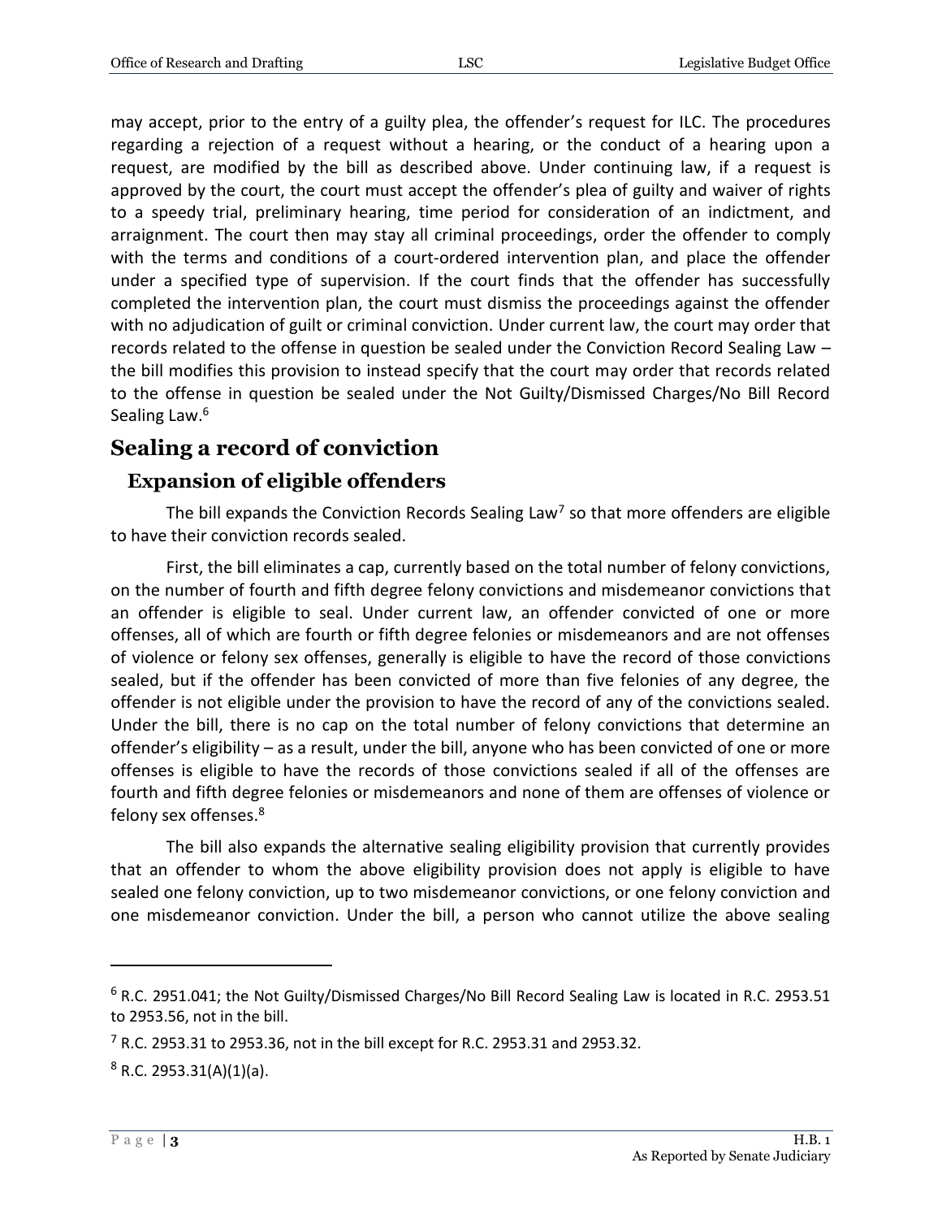may accept, prior to the entry of a guilty plea, the offender's request for ILC. The procedures regarding a rejection of a request without a hearing, or the conduct of a hearing upon a request, are modified by the bill as described above. Under continuing law, if a request is approved by the court, the court must accept the offender's plea of guilty and waiver of rights to a speedy trial, preliminary hearing, time period for consideration of an indictment, and arraignment. The court then may stay all criminal proceedings, order the offender to comply with the terms and conditions of a court-ordered intervention plan, and place the offender under a specified type of supervision. If the court finds that the offender has successfully completed the intervention plan, the court must dismiss the proceedings against the offender with no adjudication of guilt or criminal conviction. Under current law, the court may order that records related to the offense in question be sealed under the Conviction Record Sealing Law – the bill modifies this provision to instead specify that the court may order that records related to the offense in question be sealed under the Not Guilty/Dismissed Charges/No Bill Record Sealing Law.[6]

## Sealing a record of conviction

### Expansion of eligible offenders

The bill expands the Conviction Records Sealing Law[7] so that more offenders are eligible to have their conviction records sealed.

First, the bill eliminates a cap, currently based on the total number of felony convictions, on the number of fourth and fifth degree felony convictions and misdemeanor convictions that an offender is eligible to seal. Under current law, an offender convicted of one or more offenses, all of which are fourth or fifth degree felonies or misdemeanors and are not offenses of violence or felony sex offenses, generally is eligible to have the record of those convictions sealed, but if the offender has been convicted of more than five felonies of any degree, the offender is not eligible under the provision to have the record of any of the convictions sealed. Under the bill, there is no cap on the total number of felony convictions that determine an offender's eligibility – as a result, under the bill, anyone who has been convicted of one or more offenses is eligible to have the records of those convictions sealed if all of the offenses are fourth and fifth degree felonies or misdemeanors and none of them are offenses of violence or felony sex offenses.[8]

The bill also expands the alternative sealing eligibility provision that currently provides that an offender to whom the above eligibility provision does not apply is eligible to have sealed one felony conviction, up to two misdemeanor convictions, or one felony conviction and one misdemeanor conviction. Under the bill, a person who cannot utilize the above sealing

---

[6] R.C. 2951.041; the Not Guilty/Dismissed Charges/No Bill Record Sealing Law is located in R.C. 2953.51 to 2953.56, not in the bill.

[7] R.C. 2953.31 to 2953.36, not in the bill except for R.C. 2953.31 and 2953.32.

[8] R.C. 2953.31(A)(1)(a).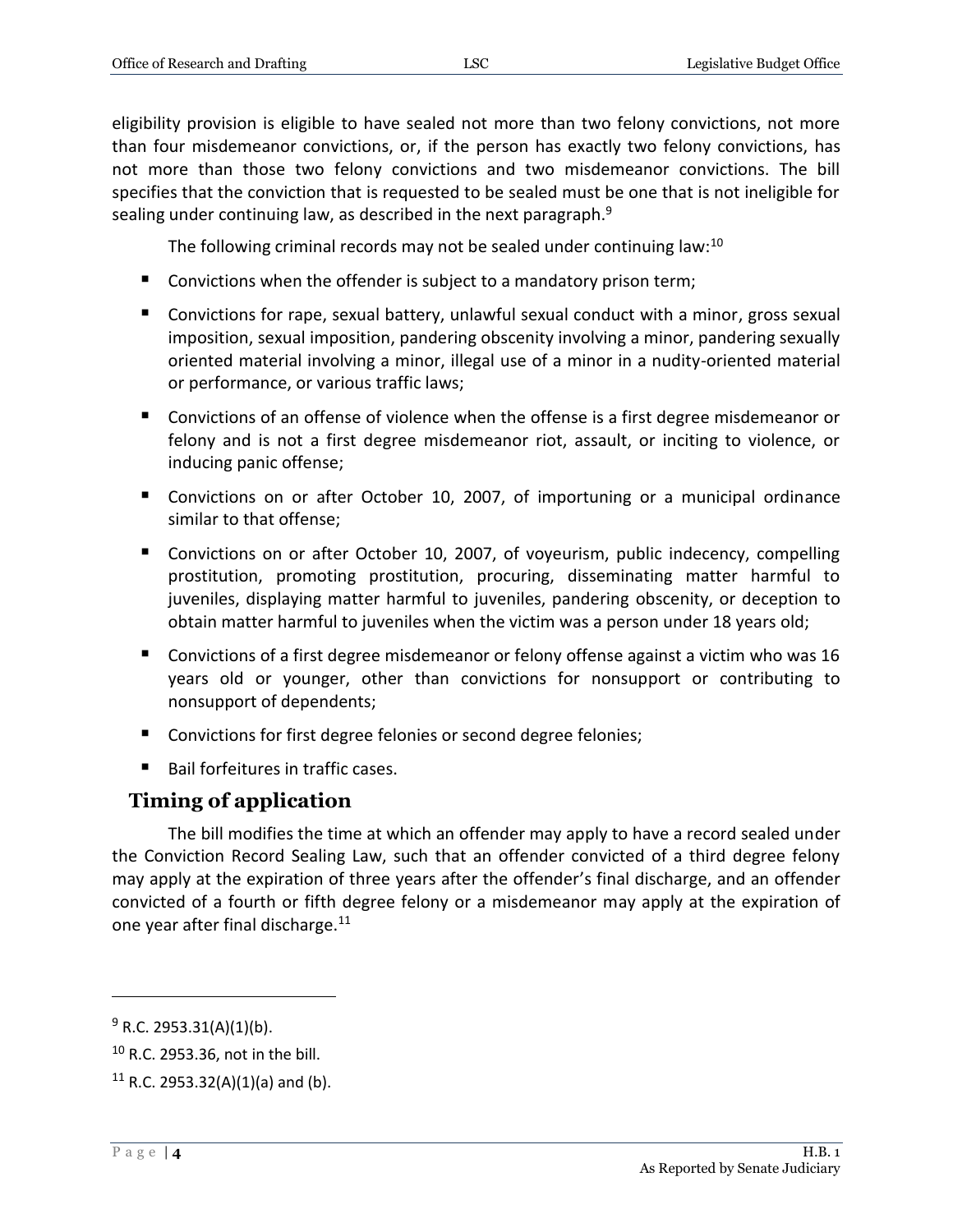eligibility provision is eligible to have sealed not more than two felony convictions, not more than four misdemeanor convictions, or, if the person has exactly two felony convictions, has not more than those two felony convictions and two misdemeanor convictions. The bill specifies that the conviction that is requested to be sealed must be one that is not ineligible for sealing under continuing law, as described in the next paragraph.[9]

The following criminal records may not be sealed under continuing law:[10]

- Convictions when the offender is subject to a mandatory prison term;
- Convictions for rape, sexual battery, unlawful sexual conduct with a minor, gross sexual imposition, sexual imposition, pandering obscenity involving a minor, pandering sexually oriented material involving a minor, illegal use of a minor in a nudity-oriented material or performance, or various traffic laws;
- Convictions of an offense of violence when the offense is a first degree misdemeanor or felony and is not a first degree misdemeanor riot, assault, or inciting to violence, or inducing panic offense;
- Convictions on or after October 10, 2007, of importuning or a municipal ordinance similar to that offense;
- Convictions on or after October 10, 2007, of voyeurism, public indecency, compelling prostitution, promoting prostitution, procuring, disseminating matter harmful to juveniles, displaying matter harmful to juveniles, pandering obscenity, or deception to obtain matter harmful to juveniles when the victim was a person under 18 years old;
- Convictions of a first degree misdemeanor or felony offense against a victim who was 16 years old or younger, other than convictions for nonsupport or contributing to nonsupport of dependents;
- Convictions for first degree felonies or second degree felonies;
- Bail forfeitures in traffic cases.

## Timing of application

The bill modifies the time at which an offender may apply to have a record sealed under the Conviction Record Sealing Law, such that an offender convicted of a third degree felony may apply at the expiration of three years after the offender's final discharge, and an offender convicted of a fourth or fifth degree felony or a misdemeanor may apply at the expiration of one year after final discharge.[11]

---

[9] R.C. 2953.31(A)(1)(b).

[10] R.C. 2953.36, not in the bill.

[11] R.C. 2953.32(A)(1)(a) and (b).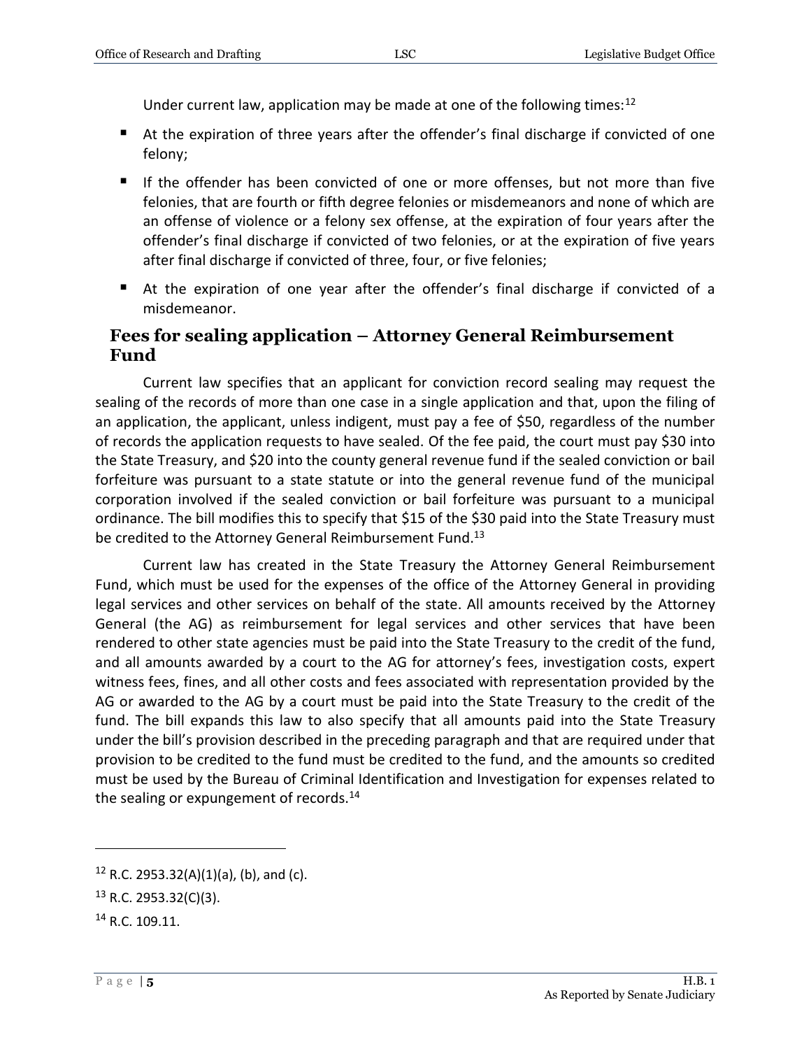Under current law, application may be made at one of the following times:[12]

- At the expiration of three years after the offender's final discharge if convicted of one felony;
- If the offender has been convicted of one or more offenses, but not more than five felonies, that are fourth or fifth degree felonies or misdemeanors and none of which are an offense of violence or a felony sex offense, at the expiration of four years after the offender's final discharge if convicted of two felonies, or at the expiration of five years after final discharge if convicted of three, four, or five felonies;
- At the expiration of one year after the offender's final discharge if convicted of a misdemeanor.

## Fees for sealing application – Attorney General Reimbursement Fund

Current law specifies that an applicant for conviction record sealing may request the sealing of the records of more than one case in a single application and that, upon the filing of an application, the applicant, unless indigent, must pay a fee of $50, regardless of the number of records the application requests to have sealed. Of the fee paid, the court must pay $30 into the State Treasury, and $20 into the county general revenue fund if the sealed conviction or bail forfeiture was pursuant to a state statute or into the general revenue fund of the municipal corporation involved if the sealed conviction or bail forfeiture was pursuant to a municipal ordinance. The bill modifies this to specify that $15 of the $30 paid into the State Treasury must be credited to the Attorney General Reimbursement Fund.[13]

Current law has created in the State Treasury the Attorney General Reimbursement Fund, which must be used for the expenses of the office of the Attorney General in providing legal services and other services on behalf of the state. All amounts received by the Attorney General (the AG) as reimbursement for legal services and other services that have been rendered to other state agencies must be paid into the State Treasury to the credit of the fund, and all amounts awarded by a court to the AG for attorney's fees, investigation costs, expert witness fees, fines, and all other costs and fees associated with representation provided by the AG or awarded to the AG by a court must be paid into the State Treasury to the credit of the fund. The bill expands this law to also specify that all amounts paid into the State Treasury under the bill's provision described in the preceding paragraph and that are required under that provision to be credited to the fund must be credited to the fund, and the amounts so credited must be used by the Bureau of Criminal Identification and Investigation for expenses related to the sealing or expungement of records.[14]

---

[12] R.C. 2953.32(A)(1)(a), (b), and (c).

[13] R.C. 2953.32(C)(3).

[14] R.C. 109.11.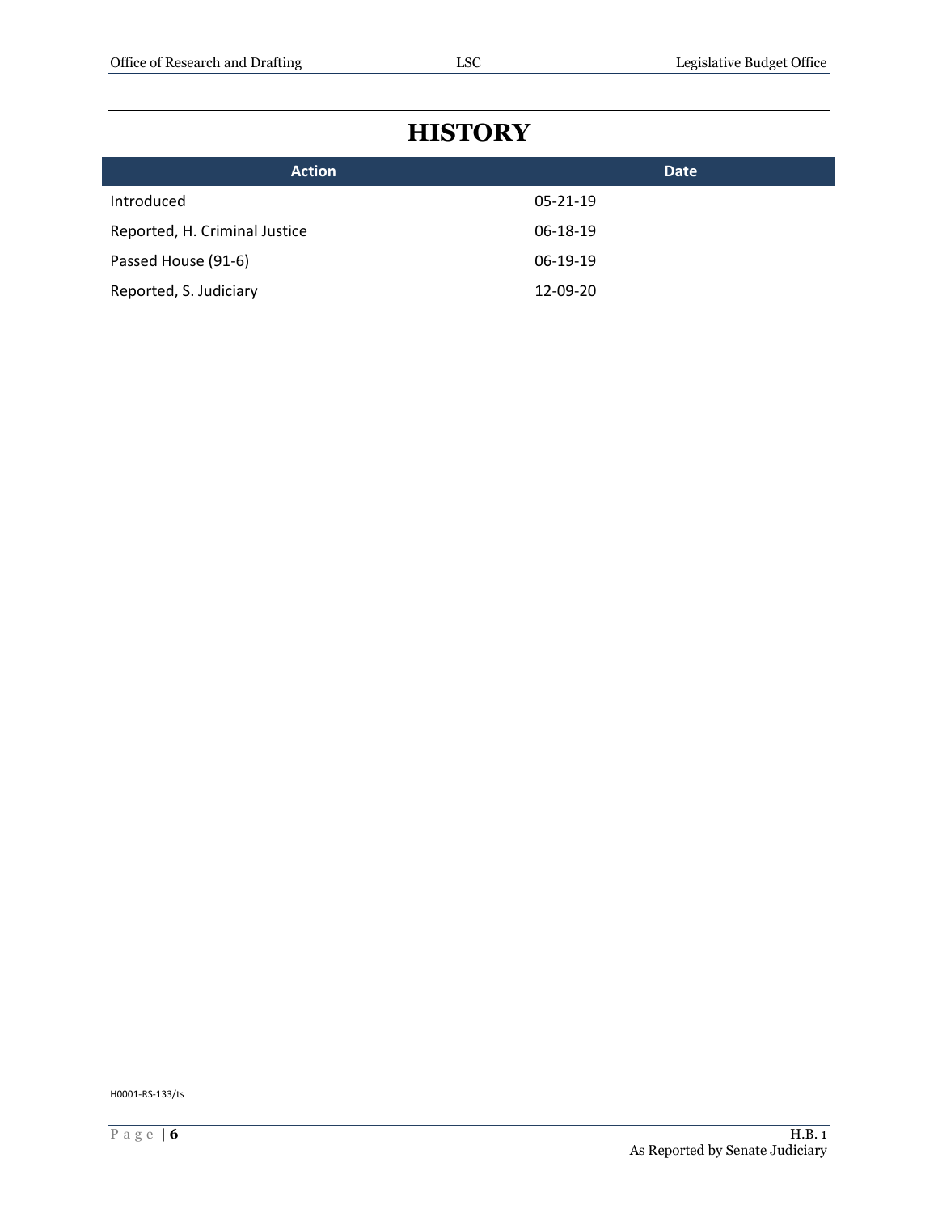# HISTORY

| Action | Date |
| --- | --- |
| Introduced | 05-21-19 |
| Reported, H. Criminal Justice | 06-18-19 |
| Passed House (91-6) | 06-19-19 |
| Reported, S. Judiciary | 12-09-20 |

H0001-RS-133/ts